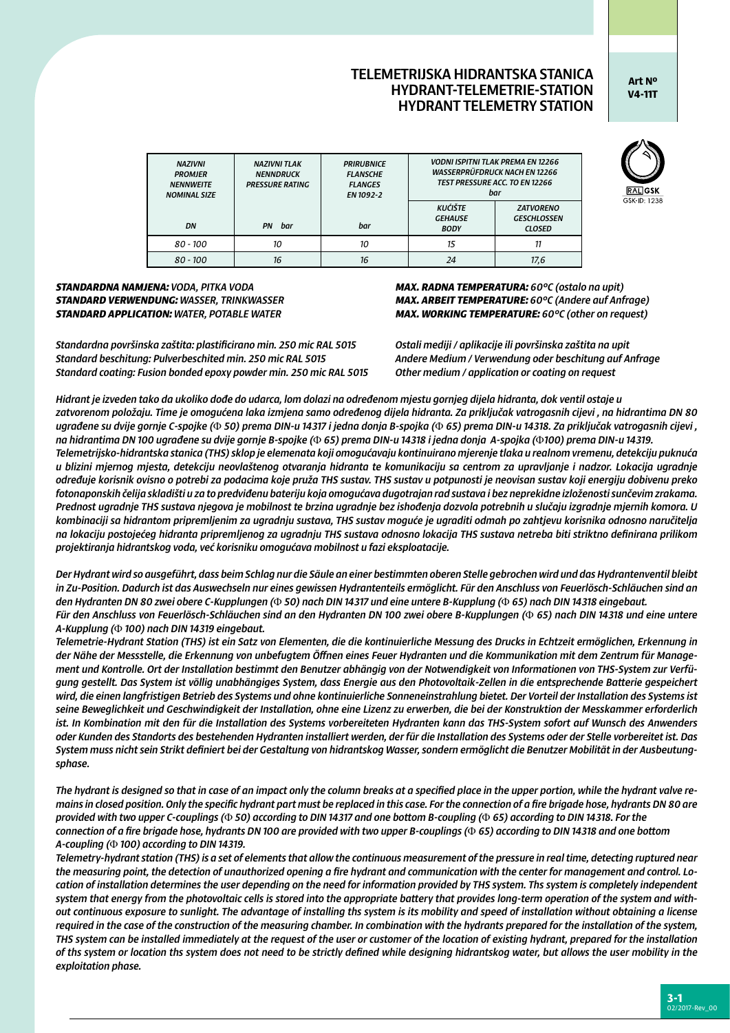# TELEMETRIJSKA HIDRANTSKA STANICA
# HYDRANT-TELEMETRIE-STATION
# HYDRANT TELEMETRY STATION

**Art Nº V4-11T**

RAL GSK
GSK-ID: 1238

| *NAZIVNI PROMJER NENNWEITE NOMINAL SIZE* | *NAZIVNI TLAK NENNDRUCK PRESSURE RATING* | *PRIRUBNICE FLANSCHE FLANGES EN 1092-2* | *VODNI ISPITNI TLAK PREMA EN 12266 WASSERPRÜFDRUCK NACH EN 12266 TEST PRESSURE ACC. TO EN 12266 bar* | |
|---|---|---|---|---|
| *DN* | *PN bar* | *bar* | *KUĆIŠTE GEHAUSE BODY* | *ZATVORENO GESCHLOSSEN CLOSED* |
| *80 - 100* | *10* | *10* | *15* | *11* |
| *80 - 100* | *16* | *16* | *24* | *17,6* |

***STANDARDNA NAMJENA:*** *VODA, PITKA VODA*
***STANDARD VERWENDUNG:*** *WASSER, TRINKWASSER*
***STANDARD APPLICATION:*** *WATER, POTABLE WATER*

***MAX. RADNA TEMPERATURA:*** *60°C (ostalo na upit)*
***MAX. ARBEIT TEMPERATURE:*** *60°C (Andere auf Anfrage)*
***MAX. WORKING TEMPERATURE:*** *60°C (other on request)*

*Standardna površinska zaštita: plastificirano min. 250 mic RAL 5015*
*Standard beschitung: Pulverbeschited min. 250 mic RAL 5015*
*Standard coating: Fusion bonded epoxy powder min. 250 mic RAL 5015*

*Ostali mediji / aplikacije ili površinska zaštita na upit*
*Andere Medium / Verwendung oder beschitung auf Anfrage*
*Other medium / application or coating on request*

*Hidrant je izveden tako da ukoliko dođe do udarca, lom dolazi na određenom mjestu gornjeg dijela hidranta, dok ventil ostaje u zatvorenom položaju. Time je omogućena laka izmjena samo određenog dijela hidranta. Za priključak vatrogasnih cijevi , na hidrantima DN 80 ugrađene su dvije gornje C-spojke (Φ 50) prema DIN-u 14317 i jedna donja B-spojka (Φ 65) prema DIN-u 14318. Za priključak vatrogasnih cijevi , na hidrantima DN 100 ugrađene su dvije gornje B-spojke (Φ 65) prema DIN-u 14318 i jedna donja A-spojka (Φ100) prema DIN-u 14319.*
*Telemetrijsko-hidrantska stanica (THS) sklop je elemenata koji omogućavaju kontinuirano mjerenje tlaka u realnom vremenu, detekciju puknuća u blizini mjernog mjesta, detekciju neovlaštenog otvaranja hidranta te komunikaciju sa centrom za upravljanje i nadzor. Lokacija ugradnje određuje korisnik ovisno o potrebi za podacima koje pruža THS sustav. THS sustav u potpunosti je neovisan sustav koji energiju dobivenu preko fotonaponskih ćelija skladišti u za to predviđenu bateriju koja omogućava dugotrajan rad sustava i bez neprekidne izloženosti sunčevim zrakama. Prednost ugradnje THS sustava njegova je mobilnost te brzina ugradnje bez ishođenja dozvola potrebnih u slučaju izgradnje mjernih komora. U kombinaciji sa hidrantom pripremljenim za ugradnju sustava, THS sustav moguće je ugraditi odmah po zahtjevu korisnika odnosno naručitelja na lokaciju postojećeg hidranta pripremljenog za ugradnju THS sustava odnosno lokacija THS sustava netreba biti striktno definirana prilikom projektiranja hidrantskog voda, već korisniku omogućava mobilnost u fazi eksploatacije.*

*Der Hydrant wird so ausgeführt, dass beim Schlag nur die Säule an einer bestimmten oberen Stelle gebrochen wird und das Hydrantenventil bleibt in Zu-Position. Dadurch ist das Auswechseln nur eines gewissen Hydrantenteils ermöglicht. Für den Anschluss von Feuerlösch-Schläuchen sind an den Hydranten DN 80 zwei obere C-Kupplungen (Φ 50) nach DIN 14317 und eine untere B-Kupplung (Φ 65) nach DIN 14318 eingebaut.*
*Für den Anschluss von Feuerlösch-Schläuchen sind an den Hydranten DN 100 zwei obere B-Kupplungen (Φ 65) nach DIN 14318 und eine untere A-Kupplung (Φ 100) nach DIN 14319 eingebaut.*
*Telemetrie-Hydrant Station (THS) ist ein Satz von Elementen, die die kontinuierliche Messung des Drucks in Echtzeit ermöglichen, Erkennung in der Nähe der Messstelle, die Erkennung von unbefugtem Öffnen eines Feuer Hydranten und die Kommunikation mit dem Zentrum für Management und Kontrolle. Ort der Installation bestimmt den Benutzer abhängig von der Notwendigkeit von Informationen von THS-System zur Verfügung gestellt. Das System ist völlig unabhängiges System, dass Energie aus den Photovoltaik-Zellen in die entsprechende Batterie gespeichert wird, die einen langfristigen Betrieb des Systems und ohne kontinuierliche Sonneneinstrahlung bietet. Der Vorteil der Installation des Systems ist seine Beweglichkeit und Geschwindigkeit der Installation, ohne eine Lizenz zu erwerben, die bei der Konstruktion der Messkammer erforderlich ist. In Kombination mit den für die Installation des Systems vorbereiteten Hydranten kann das THS-System sofort auf Wunsch des Anwenders oder Kunden des Standorts des bestehenden Hydranten installiert werden, der für die Installation des Systems oder der Stelle vorbereitet ist. Das System muss nicht sein Strikt definiert bei der Gestaltung von hidrantskog Wasser, sondern ermöglicht die Benutzer Mobilität in der Ausbeutungsphase.*

*The hydrant is designed so that in case of an impact only the column breaks at a specified place in the upper portion, while the hydrant valve remains in closed position. Only the specific hydrant part must be replaced in this case. For the connection of a fire brigade hose, hydrants DN 80 are provided with two upper C-couplings (Φ 50) according to DIN 14317 and one bottom B-coupling (Φ 65) according to DIN 14318. For the connection of a fire brigade hose, hydrants DN 100 are provided with two upper B-couplings (Φ 65) according to DIN 14318 and one bottom A-coupling (Φ 100) according to DIN 14319.*
*Telemetry-hydrant station (THS) is a set of elements that allow the continuous measurement of the pressure in real time, detecting ruptured near the measuring point, the detection of unauthorized opening a fire hydrant and communication with the center for management and control. Location of installation determines the user depending on the need for information provided by THS system. Ths system is completely independent system that energy from the photovoltaic cells is stored into the appropriate battery that provides long-term operation of the system and without continuous exposure to sunlight. The advantage of installing ths system is its mobility and speed of installation without obtaining a license required in the case of the construction of the measuring chamber. In combination with the hydrants prepared for the installation of the system, THS system can be installed immediately at the request of the user or customer of the location of existing hydrant, prepared for the installation of ths system or location ths system does not need to be strictly defined while designing hidrantskog water, but allows the user mobility in the exploitation phase.*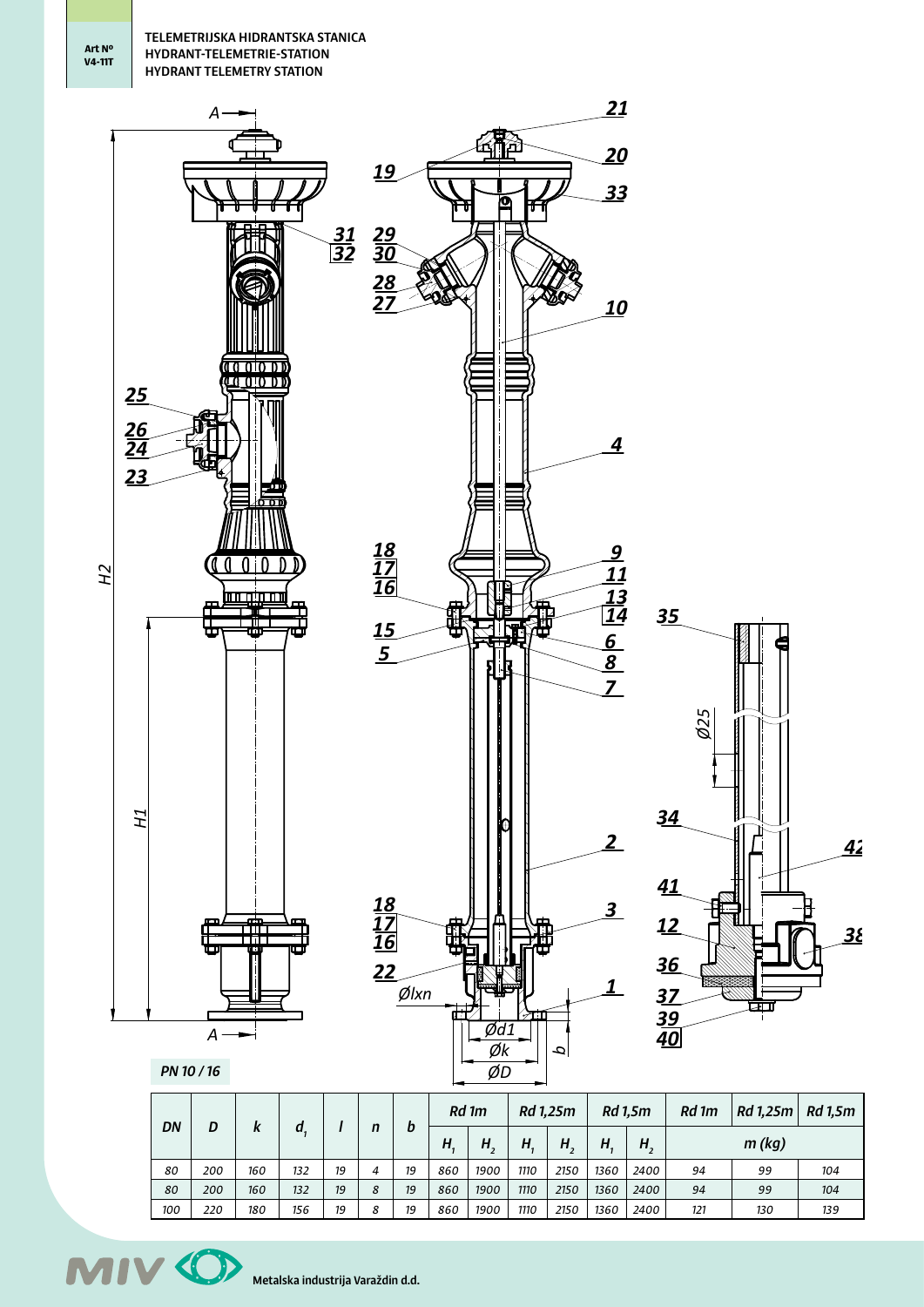Art Nº V4-11T

TELEMETRIJSKA HIDRANTSKA STANICA
HYDRANT-TELEMETRIE-STATION
HYDRANT TELEMETRY STATION

PN 10 / 16

| DN | D | k | $d_1$ | l | n | b | Rd 1m | | Rd 1,25m | | Rd 1,5m | | Rd 1m | Rd 1,25m | Rd 1,5m |
|---|---|---|---|---|---|---|---|---|---|---|---|---|---|---|---|
| | | | | | | | $H_1$ | $H_2$ | $H_1$ | $H_2$ | $H_1$ | $H_2$ | m (kg) | | |
| 80 | 200 | 160 | 132 | 19 | 4 | 19 | 860 | 1900 | 1110 | 2150 | 1360 | 2400 | 94 | 99 | 104 |
| 80 | 200 | 160 | 132 | 19 | 8 | 19 | 860 | 1900 | 1110 | 2150 | 1360 | 2400 | 94 | 99 | 104 |
| 100 | 220 | 180 | 156 | 19 | 8 | 19 | 860 | 1900 | 1110 | 2150 | 1360 | 2400 | 121 | 130 | 139 |

Metalska industrija Varaždin d.d.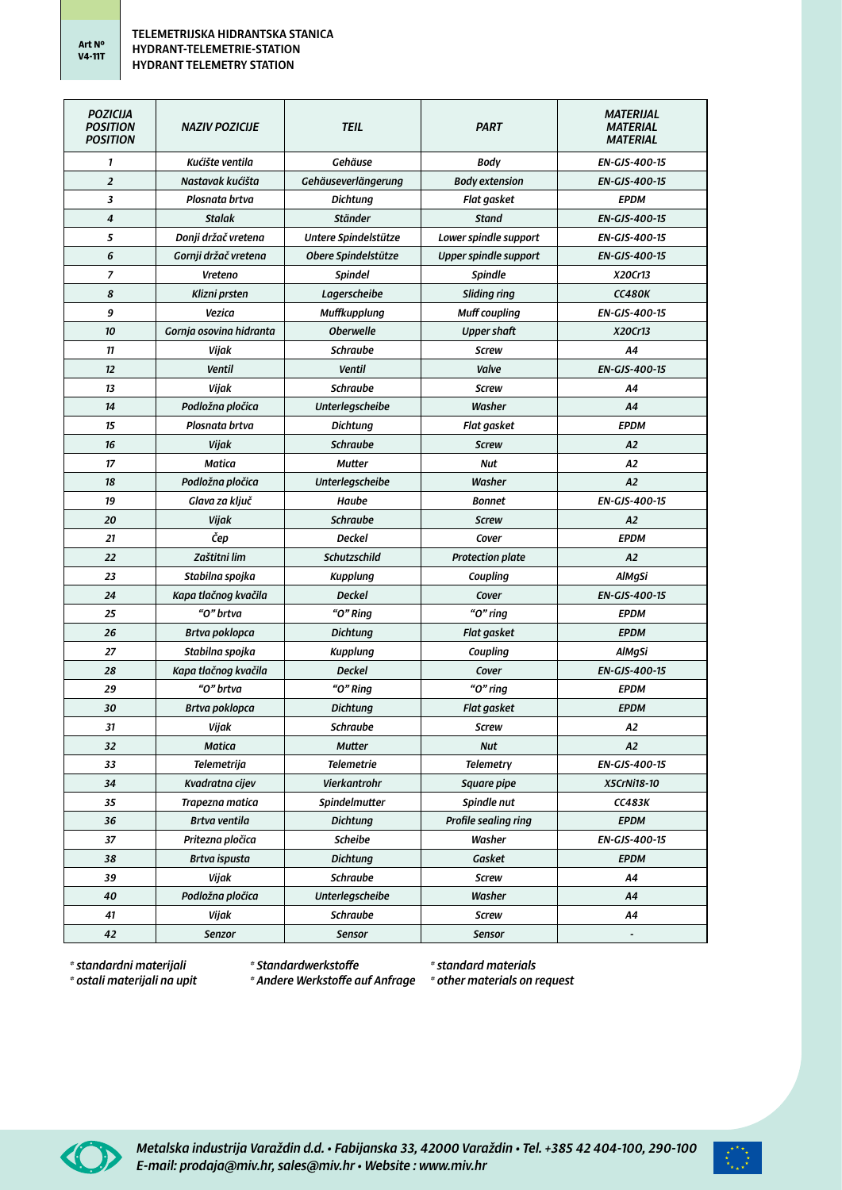Art Nº V4-11T

**TELEMETRIJSKA HIDRANTSKA STANICA**
**HYDRANT-TELEMETRIE-STATION**
**HYDRANT TELEMETRY STATION**

| *POZICIJA POSITION POSITION* | *NAZIV POZICIJE* | *TEIL* | *PART* | *MATERIJAL MATERIAL MATERIAL* |
|---|---|---|---|---|
| 1 | Kućište ventila | Gehäuse | Body | EN-GJS-400-15 |
| 2 | Nastavak kućišta | Gehäuseverlängerung | Body extension | EN-GJS-400-15 |
| 3 | Plosnata brtva | Dichtung | Flat gasket | EPDM |
| 4 | Stalak | Ständer | Stand | EN-GJS-400-15 |
| 5 | Donji držač vretena | Untere Spindelstütze | Lower spindle support | EN-GJS-400-15 |
| 6 | Gornji držač vretena | Obere Spindelstütze | Upper spindle support | EN-GJS-400-15 |
| 7 | Vreteno | Spindel | Spindle | X20Cr13 |
| 8 | Klizni prsten | Lagerscheibe | Sliding ring | CC480K |
| 9 | Vezica | Muffkupplung | Muff coupling | EN-GJS-400-15 |
| 10 | Gornja osovina hidranta | Oberwelle | Upper shaft | X20Cr13 |
| 11 | Vijak | Schraube | Screw | A4 |
| 12 | Ventil | Ventil | Valve | EN-GJS-400-15 |
| 13 | Vijak | Schraube | Screw | A4 |
| 14 | Podložna pločica | Unterlegscheibe | Washer | A4 |
| 15 | Plosnata brtva | Dichtung | Flat gasket | EPDM |
| 16 | Vijak | Schraube | Screw | A2 |
| 17 | Matica | Mutter | Nut | A2 |
| 18 | Podložna pločica | Unterlegscheibe | Washer | A2 |
| 19 | Glava za ključ | Haube | Bonnet | EN-GJS-400-15 |
| 20 | Vijak | Schraube | Screw | A2 |
| 21 | Čep | Deckel | Cover | EPDM |
| 22 | Zaštitni lim | Schutzschild | Protection plate | A2 |
| 23 | Stabilna spojka | Kupplung | Coupling | AlMgSi |
| 24 | Kapa tlačnog kvačila | Deckel | Cover | EN-GJS-400-15 |
| 25 | "O" brtva | "O" Ring | "O" ring | EPDM |
| 26 | Brtva poklopca | Dichtung | Flat gasket | EPDM |
| 27 | Stabilna spojka | Kupplung | Coupling | AlMgSi |
| 28 | Kapa tlačnog kvačila | Deckel | Cover | EN-GJS-400-15 |
| 29 | "O" brtva | "O" Ring | "O" ring | EPDM |
| 30 | Brtva poklopca | Dichtung | Flat gasket | EPDM |
| 31 | Vijak | Schraube | Screw | A2 |
| 32 | Matica | Mutter | Nut | A2 |
| 33 | Telemetrija | Telemetrie | Telemetry | EN-GJS-400-15 |
| 34 | Kvadratna cijev | Vierkantrohr | Square pipe | X5CrNi18-10 |
| 35 | Trapezna matica | Spindelmutter | Spindle nut | CC483K |
| 36 | Brtva ventila | Dichtung | Profile sealing ring | EPDM |
| 37 | Pritezna pločica | Scheibe | Washer | EN-GJS-400-15 |
| 38 | Brtva ispusta | Dichtung | Gasket | EPDM |
| 39 | Vijak | Schraube | Screw | A4 |
| 40 | Podložna pločica | Unterlegscheibe | Washer | A4 |
| 41 | Vijak | Schraube | Screw | A4 |
| 42 | Senzor | Sensor | Sensor | - |

*\* standardni materijali*
*\* ostali materijali na upit*

*\* Standardwerkstoffe*
*\* Andere Werkstoffe auf Anfrage*

*\* standard materials*
*\* other materials on request*

*Metalska industrija Varaždin d.d. • Fabijanska 33, 42000 Varaždin • Tel. +385 42 404-100, 290-100*
*E-mail: prodaja@miv.hr, sales@miv.hr • Website : www.miv.hr*